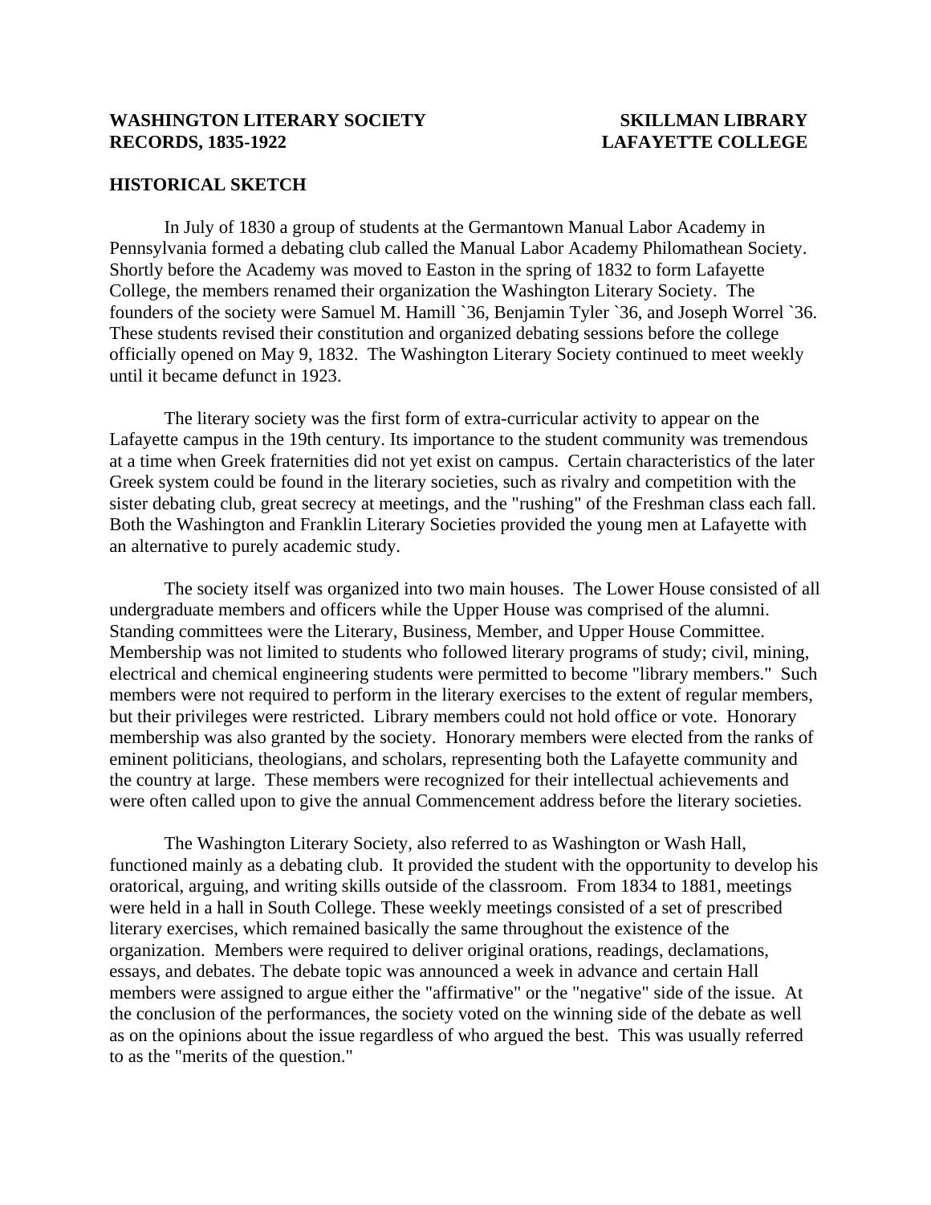**WASHINGTON LITERARY SOCIETY RECORDS, 1835-1922**

**SKILLMAN LIBRARY LAFAYETTE COLLEGE**

## HISTORICAL SKETCH

In July of 1830 a group of students at the Germantown Manual Labor Academy in Pennsylvania formed a debating club called the Manual Labor Academy Philomathean Society. Shortly before the Academy was moved to Easton in the spring of 1832 to form Lafayette College, the members renamed their organization the Washington Literary Society. The founders of the society were Samuel M. Hamill `36, Benjamin Tyler `36, and Joseph Worrel `36. These students revised their constitution and organized debating sessions before the college officially opened on May 9, 1832. The Washington Literary Society continued to meet weekly until it became defunct in 1923.

The literary society was the first form of extra-curricular activity to appear on the Lafayette campus in the 19th century. Its importance to the student community was tremendous at a time when Greek fraternities did not yet exist on campus. Certain characteristics of the later Greek system could be found in the literary societies, such as rivalry and competition with the sister debating club, great secrecy at meetings, and the "rushing" of the Freshman class each fall. Both the Washington and Franklin Literary Societies provided the young men at Lafayette with an alternative to purely academic study.

The society itself was organized into two main houses. The Lower House consisted of all undergraduate members and officers while the Upper House was comprised of the alumni. Standing committees were the Literary, Business, Member, and Upper House Committee. Membership was not limited to students who followed literary programs of study; civil, mining, electrical and chemical engineering students were permitted to become "library members." Such members were not required to perform in the literary exercises to the extent of regular members, but their privileges were restricted. Library members could not hold office or vote. Honorary membership was also granted by the society. Honorary members were elected from the ranks of eminent politicians, theologians, and scholars, representing both the Lafayette community and the country at large. These members were recognized for their intellectual achievements and were often called upon to give the annual Commencement address before the literary societies.

The Washington Literary Society, also referred to as Washington or Wash Hall, functioned mainly as a debating club. It provided the student with the opportunity to develop his oratorical, arguing, and writing skills outside of the classroom. From 1834 to 1881, meetings were held in a hall in South College. These weekly meetings consisted of a set of prescribed literary exercises, which remained basically the same throughout the existence of the organization. Members were required to deliver original orations, readings, declamations, essays, and debates. The debate topic was announced a week in advance and certain Hall members were assigned to argue either the "affirmative" or the "negative" side of the issue. At the conclusion of the performances, the society voted on the winning side of the debate as well as on the opinions about the issue regardless of who argued the best. This was usually referred to as the "merits of the question."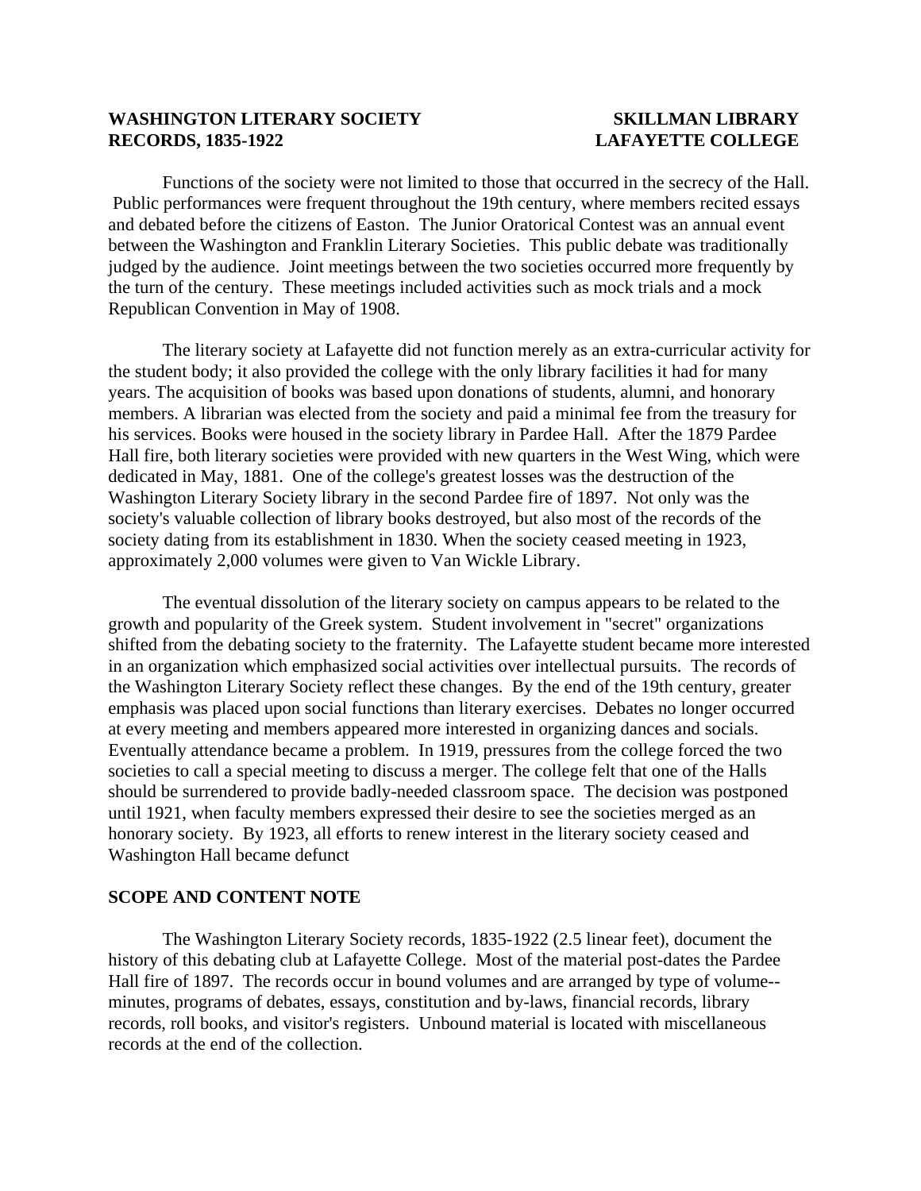Functions of the society were not limited to those that occurred in the secrecy of the Hall. Public performances were frequent throughout the 19th century, where members recited essays and debated before the citizens of Easton. The Junior Oratorical Contest was an annual event between the Washington and Franklin Literary Societies. This public debate was traditionally judged by the audience. Joint meetings between the two societies occurred more frequently by the turn of the century. These meetings included activities such as mock trials and a mock Republican Convention in May of 1908.

The literary society at Lafayette did not function merely as an extra-curricular activity for the student body; it also provided the college with the only library facilities it had for many years. The acquisition of books was based upon donations of students, alumni, and honorary members. A librarian was elected from the society and paid a minimal fee from the treasury for his services. Books were housed in the society library in Pardee Hall. After the 1879 Pardee Hall fire, both literary societies were provided with new quarters in the West Wing, which were dedicated in May, 1881. One of the college's greatest losses was the destruction of the Washington Literary Society library in the second Pardee fire of 1897. Not only was the society's valuable collection of library books destroyed, but also most of the records of the society dating from its establishment in 1830. When the society ceased meeting in 1923, approximately 2,000 volumes were given to Van Wickle Library.

The eventual dissolution of the literary society on campus appears to be related to the growth and popularity of the Greek system. Student involvement in "secret" organizations shifted from the debating society to the fraternity. The Lafayette student became more interested in an organization which emphasized social activities over intellectual pursuits. The records of the Washington Literary Society reflect these changes. By the end of the 19th century, greater emphasis was placed upon social functions than literary exercises. Debates no longer occurred at every meeting and members appeared more interested in organizing dances and socials. Eventually attendance became a problem. In 1919, pressures from the college forced the two societies to call a special meeting to discuss a merger. The college felt that one of the Halls should be surrendered to provide badly-needed classroom space. The decision was postponed until 1921, when faculty members expressed their desire to see the societies merged as an honorary society. By 1923, all efforts to renew interest in the literary society ceased and Washington Hall became defunct

## SCOPE AND CONTENT NOTE

The Washington Literary Society records, 1835-1922 (2.5 linear feet), document the history of this debating club at Lafayette College. Most of the material post-dates the Pardee Hall fire of 1897. The records occur in bound volumes and are arranged by type of volume--minutes, programs of debates, essays, constitution and by-laws, financial records, library records, roll books, and visitor's registers. Unbound material is located with miscellaneous records at the end of the collection.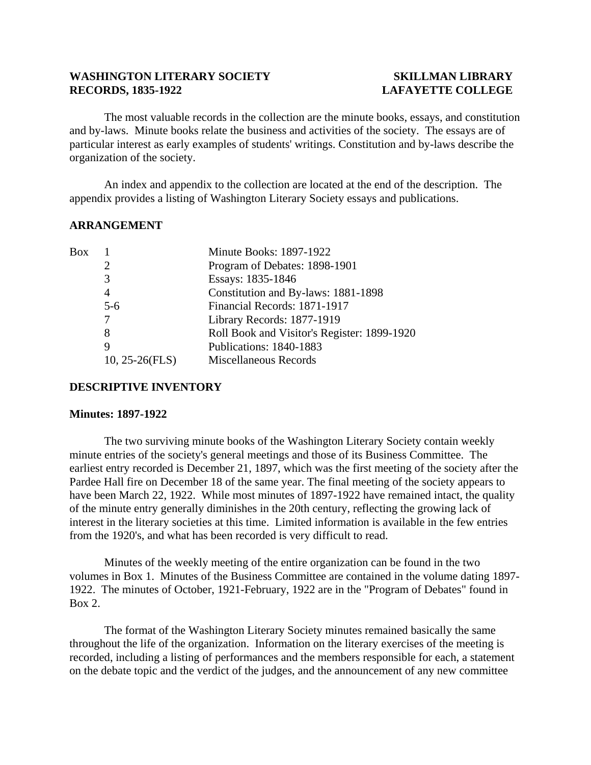**WASHINGTON LITERARY SOCIETY RECORDS, 1835-1922**

**SKILLMAN LIBRARY LAFAYETTE COLLEGE**

The most valuable records in the collection are the minute books, essays, and constitution and by-laws. Minute books relate the business and activities of the society. The essays are of particular interest as early examples of students' writings. Constitution and by-laws describe the organization of the society.

An index and appendix to the collection are located at the end of the description. The appendix provides a listing of Washington Literary Society essays and publications.

## ARRANGEMENT

| Box | | |
|---|---|---|
| | 1 | Minute Books: 1897-1922 |
| | 2 | Program of Debates: 1898-1901 |
| | 3 | Essays: 1835-1846 |
| | 4 | Constitution and By-laws: 1881-1898 |
| | 5-6 | Financial Records: 1871-1917 |
| | 7 | Library Records: 1877-1919 |
| | 8 | Roll Book and Visitor's Register: 1899-1920 |
| | 9 | Publications: 1840-1883 |
| | 10, 25-26(FLS) | Miscellaneous Records |

## DESCRIPTIVE INVENTORY

### Minutes: 1897-1922

The two surviving minute books of the Washington Literary Society contain weekly minute entries of the society's general meetings and those of its Business Committee. The earliest entry recorded is December 21, 1897, which was the first meeting of the society after the Pardee Hall fire on December 18 of the same year. The final meeting of the society appears to have been March 22, 1922. While most minutes of 1897-1922 have remained intact, the quality of the minute entry generally diminishes in the 20th century, reflecting the growing lack of interest in the literary societies at this time. Limited information is available in the few entries from the 1920's, and what has been recorded is very difficult to read.

Minutes of the weekly meeting of the entire organization can be found in the two volumes in Box 1. Minutes of the Business Committee are contained in the volume dating 1897-1922. The minutes of October, 1921-February, 1922 are in the "Program of Debates" found in Box 2.

The format of the Washington Literary Society minutes remained basically the same throughout the life of the organization. Information on the literary exercises of the meeting is recorded, including a listing of performances and the members responsible for each, a statement on the debate topic and the verdict of the judges, and the announcement of any new committee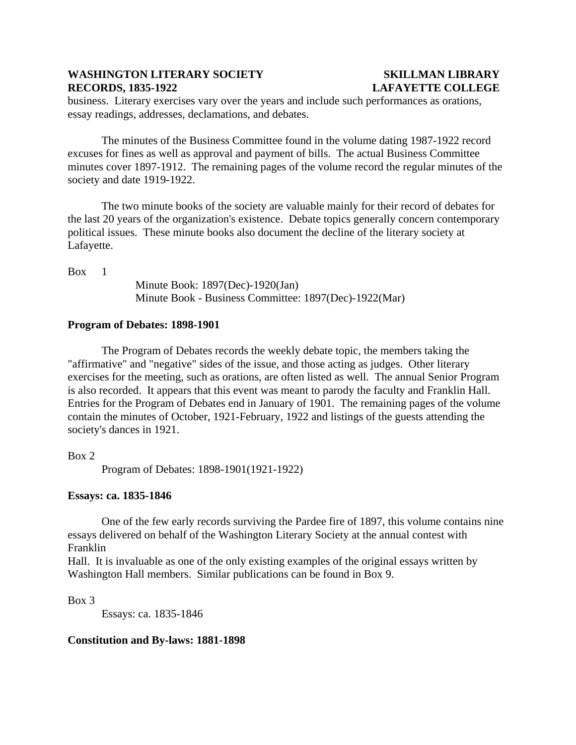business. Literary exercises vary over the years and include such performances as orations, essay readings, addresses, declamations, and debates.

The minutes of the Business Committee found in the volume dating 1987-1922 record excuses for fines as well as approval and payment of bills. The actual Business Committee minutes cover 1897-1912. The remaining pages of the volume record the regular minutes of the society and date 1919-1922.

The two minute books of the society are valuable mainly for their record of debates for the last 20 years of the organization's existence. Debate topics generally concern contemporary political issues. These minute books also document the decline of the literary society at Lafayette.

Box 1

Minute Book: 1897(Dec)-1920(Jan)
Minute Book - Business Committee: 1897(Dec)-1922(Mar)

**Program of Debates: 1898-1901**

The Program of Debates records the weekly debate topic, the members taking the "affirmative" and "negative" sides of the issue, and those acting as judges. Other literary exercises for the meeting, such as orations, are often listed as well. The annual Senior Program is also recorded. It appears that this event was meant to parody the faculty and Franklin Hall. Entries for the Program of Debates end in January of 1901. The remaining pages of the volume contain the minutes of October, 1921-February, 1922 and listings of the guests attending the society's dances in 1921.

Box 2

Program of Debates: 1898-1901(1921-1922)

**Essays: ca. 1835-1846**

One of the few early records surviving the Pardee fire of 1897, this volume contains nine essays delivered on behalf of the Washington Literary Society at the annual contest with Franklin Hall. It is invaluable as one of the only existing examples of the original essays written by Washington Hall members. Similar publications can be found in Box 9.

Box 3

Essays: ca. 1835-1846

**Constitution and By-laws: 1881-1898**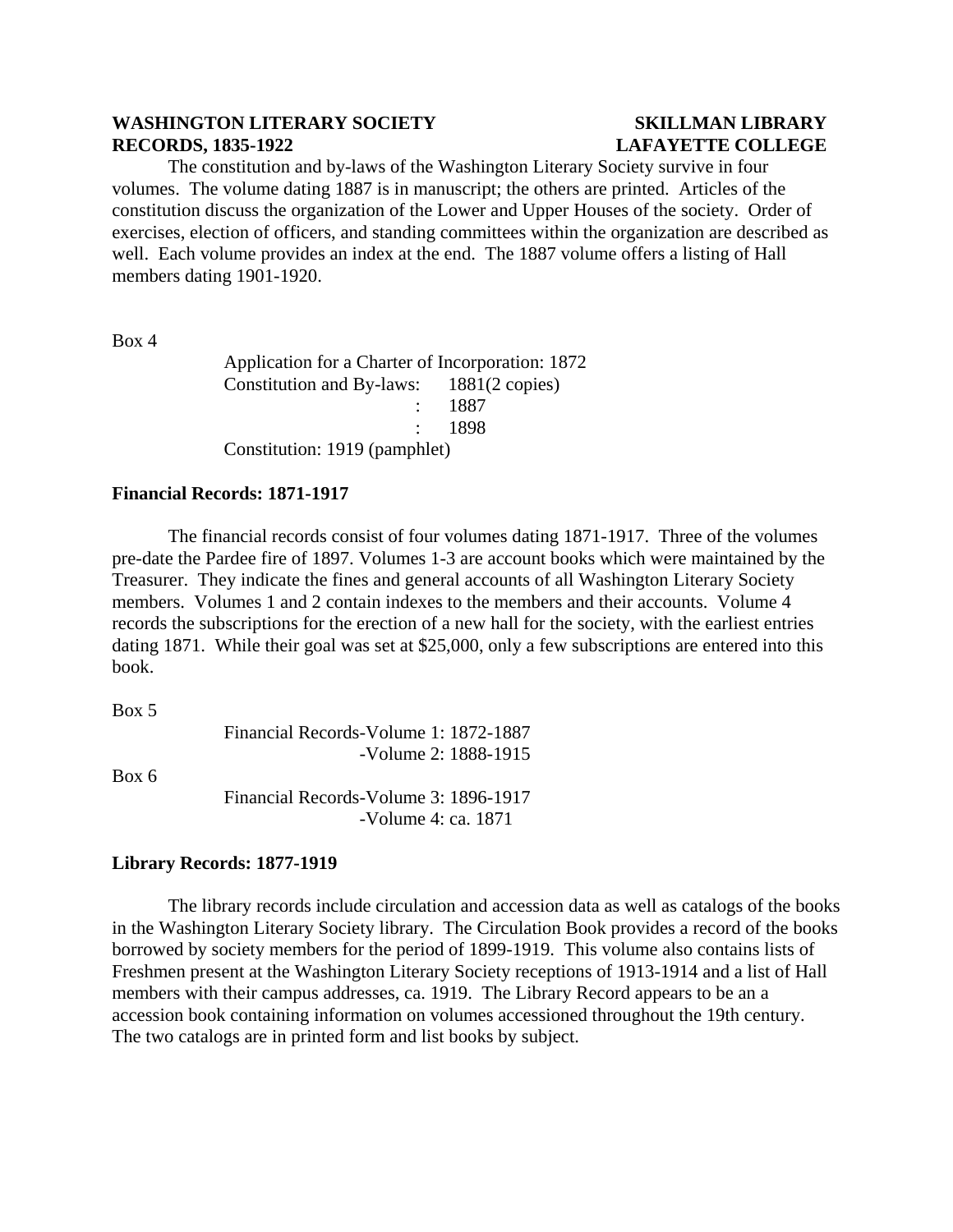The constitution and by-laws of the Washington Literary Society survive in four volumes. The volume dating 1887 is in manuscript; the others are printed. Articles of the constitution discuss the organization of the Lower and Upper Houses of the society. Order of exercises, election of officers, and standing committees within the organization are described as well. Each volume provides an index at the end. The 1887 volume offers a listing of Hall members dating 1901-1920.

Box 4

Application for a Charter of Incorporation: 1872
Constitution and By-laws: 1881(2 copies)
: 1887
: 1898
Constitution: 1919 (pamphlet)

**Financial Records: 1871-1917**

The financial records consist of four volumes dating 1871-1917. Three of the volumes pre-date the Pardee fire of 1897. Volumes 1-3 are account books which were maintained by the Treasurer. They indicate the fines and general accounts of all Washington Literary Society members. Volumes 1 and 2 contain indexes to the members and their accounts. Volume 4 records the subscriptions for the erection of a new hall for the society, with the earliest entries dating 1871. While their goal was set at $25,000, only a few subscriptions are entered into this book.

Box 5

Financial Records-Volume 1: 1872-1887
-Volume 2: 1888-1915

Box 6

Financial Records-Volume 3: 1896-1917
-Volume 4: ca. 1871

**Library Records: 1877-1919**

The library records include circulation and accession data as well as catalogs of the books in the Washington Literary Society library. The Circulation Book provides a record of the books borrowed by society members for the period of 1899-1919. This volume also contains lists of Freshmen present at the Washington Literary Society receptions of 1913-1914 and a list of Hall members with their campus addresses, ca. 1919. The Library Record appears to be an a accession book containing information on volumes accessioned throughout the 19th century. The two catalogs are in printed form and list books by subject.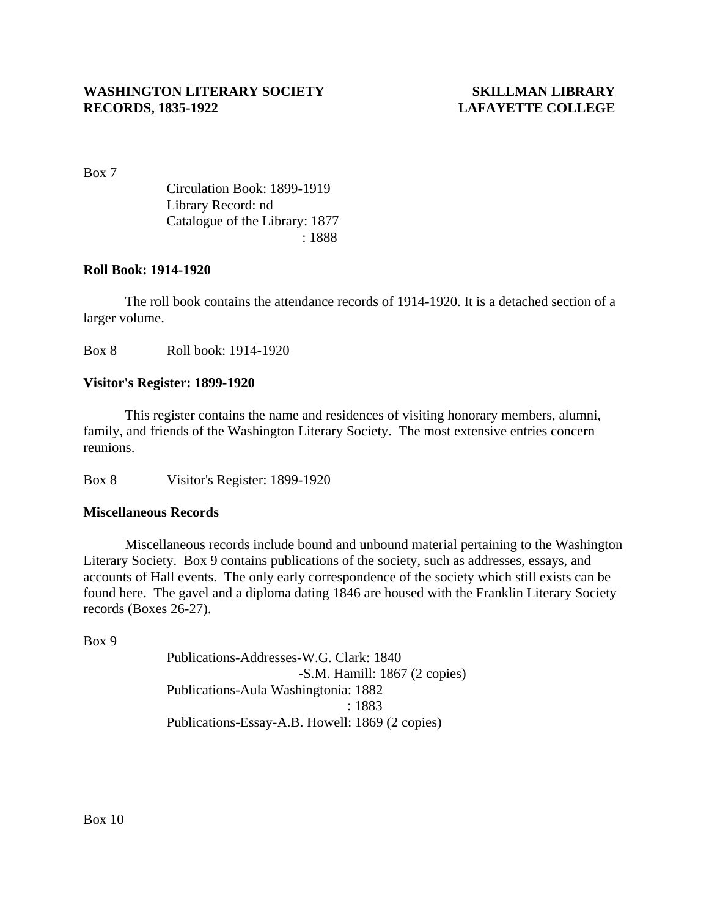Box 7

Circulation Book: 1899-1919
Library Record: nd
Catalogue of the Library: 1877
: 1888

**Roll Book: 1914-1920**

The roll book contains the attendance records of 1914-1920. It is a detached section of a larger volume.

Box 8 Roll book: 1914-1920

**Visitor's Register: 1899-1920**

This register contains the name and residences of visiting honorary members, alumni, family, and friends of the Washington Literary Society. The most extensive entries concern reunions.

Box 8 Visitor's Register: 1899-1920

**Miscellaneous Records**

Miscellaneous records include bound and unbound material pertaining to the Washington Literary Society. Box 9 contains publications of the society, such as addresses, essays, and accounts of Hall events. The only early correspondence of the society which still exists can be found here. The gavel and a diploma dating 1846 are housed with the Franklin Literary Society records (Boxes 26-27).

Box 9

Publications-Addresses-W.G. Clark: 1840
-S.M. Hamill: 1867 (2 copies)
Publications-Aula Washingtonia: 1882
: 1883
Publications-Essay-A.B. Howell: 1869 (2 copies)

Box 10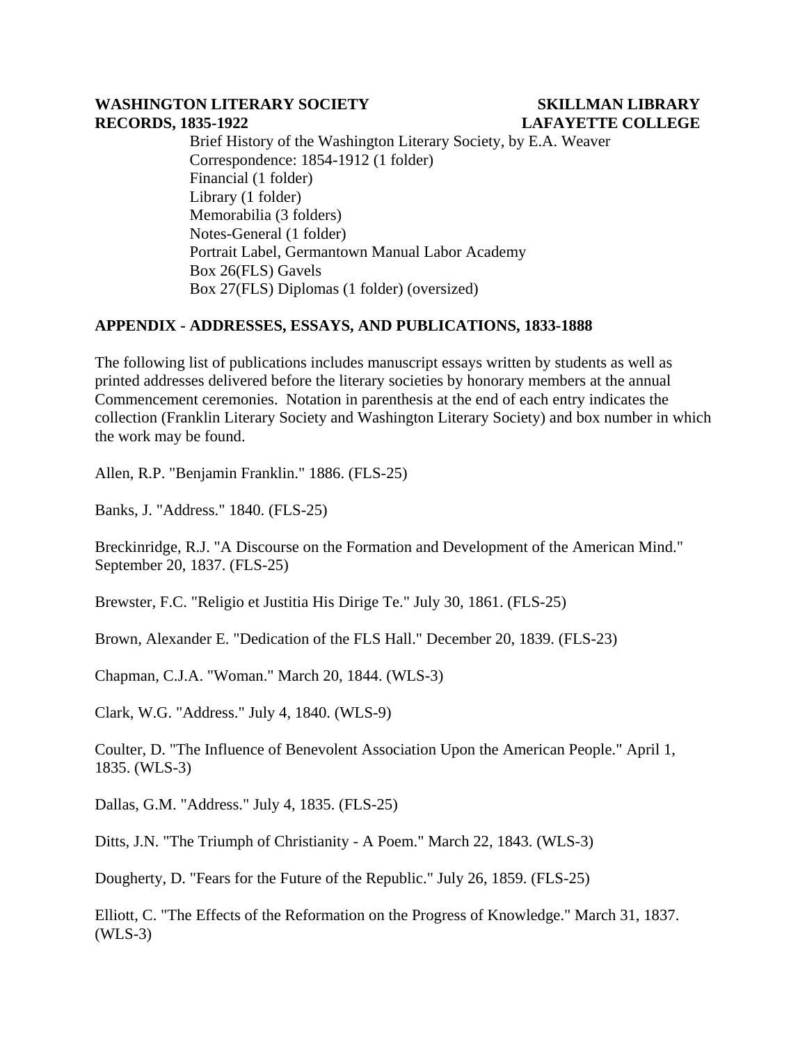Brief History of the Washington Literary Society, by E.A. Weaver
Correspondence: 1854-1912 (1 folder)
Financial (1 folder)
Library (1 folder)
Memorabilia (3 folders)
Notes-General (1 folder)
Portrait Label, Germantown Manual Labor Academy
Box 26(FLS) Gavels
Box 27(FLS) Diplomas (1 folder) (oversized)

## APPENDIX - ADDRESSES, ESSAYS, AND PUBLICATIONS, 1833-1888

The following list of publications includes manuscript essays written by students as well as printed addresses delivered before the literary societies by honorary members at the annual Commencement ceremonies. Notation in parenthesis at the end of each entry indicates the collection (Franklin Literary Society and Washington Literary Society) and box number in which the work may be found.

Allen, R.P. "Benjamin Franklin." 1886. (FLS-25)

Banks, J. "Address." 1840. (FLS-25)

Breckinridge, R.J. "A Discourse on the Formation and Development of the American Mind." September 20, 1837. (FLS-25)

Brewster, F.C. "Religio et Justitia His Dirige Te." July 30, 1861. (FLS-25)

Brown, Alexander E. "Dedication of the FLS Hall." December 20, 1839. (FLS-23)

Chapman, C.J.A. "Woman." March 20, 1844. (WLS-3)

Clark, W.G. "Address." July 4, 1840. (WLS-9)

Coulter, D. "The Influence of Benevolent Association Upon the American People." April 1, 1835. (WLS-3)

Dallas, G.M. "Address." July 4, 1835. (FLS-25)

Ditts, J.N. "The Triumph of Christianity - A Poem." March 22, 1843. (WLS-3)

Dougherty, D. "Fears for the Future of the Republic." July 26, 1859. (FLS-25)

Elliott, C. "The Effects of the Reformation on the Progress of Knowledge." March 31, 1837. (WLS-3)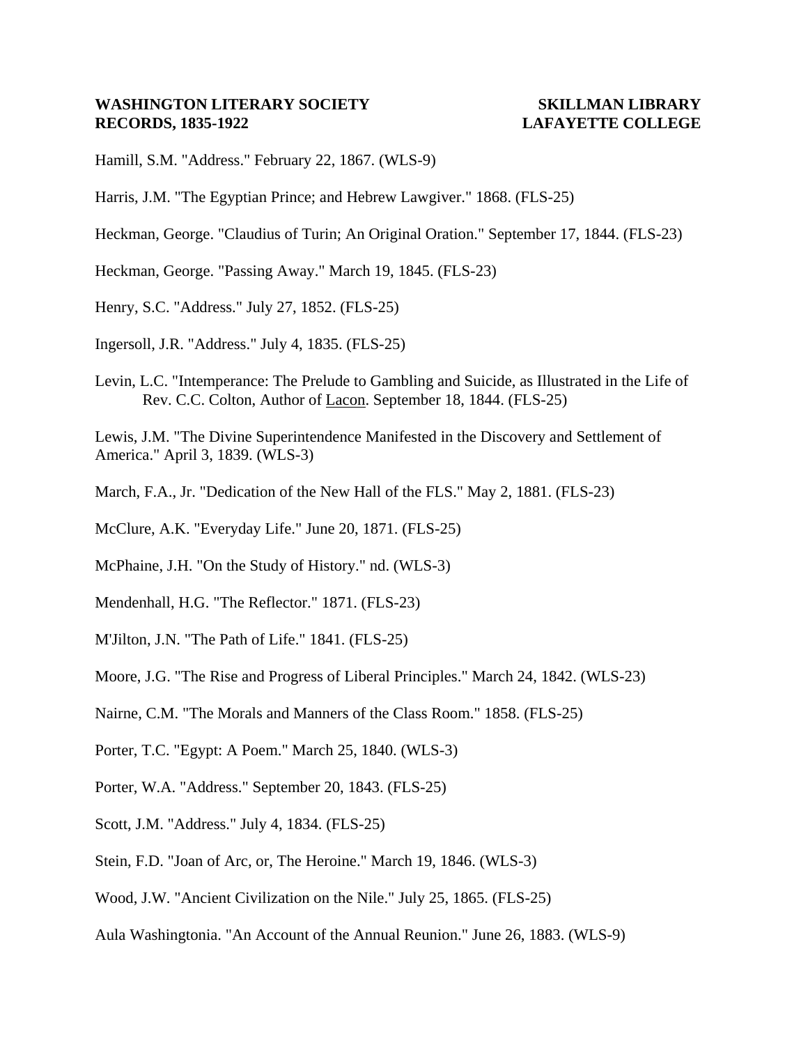Hamill, S.M. "Address." February 22, 1867. (WLS-9)

Harris, J.M. "The Egyptian Prince; and Hebrew Lawgiver." 1868. (FLS-25)

Heckman, George. "Claudius of Turin; An Original Oration." September 17, 1844. (FLS-23)

Heckman, George. "Passing Away." March 19, 1845. (FLS-23)

Henry, S.C. "Address." July 27, 1852. (FLS-25)

Ingersoll, J.R. "Address." July 4, 1835. (FLS-25)

Levin, L.C. "Intemperance: The Prelude to Gambling and Suicide, as Illustrated in the Life of Rev. C.C. Colton, Author of Lacon. September 18, 1844. (FLS-25)

Lewis, J.M. "The Divine Superintendence Manifested in the Discovery and Settlement of America." April 3, 1839. (WLS-3)

March, F.A., Jr. "Dedication of the New Hall of the FLS." May 2, 1881. (FLS-23)

McClure, A.K. "Everyday Life." June 20, 1871. (FLS-25)

McPhaine, J.H. "On the Study of History." nd. (WLS-3)

Mendenhall, H.G. "The Reflector." 1871. (FLS-23)

M'Jilton, J.N. "The Path of Life." 1841. (FLS-25)

Moore, J.G. "The Rise and Progress of Liberal Principles." March 24, 1842. (WLS-23)

Nairne, C.M. "The Morals and Manners of the Class Room." 1858. (FLS-25)

Porter, T.C. "Egypt: A Poem." March 25, 1840. (WLS-3)

Porter, W.A. "Address." September 20, 1843. (FLS-25)

Scott, J.M. "Address." July 4, 1834. (FLS-25)

Stein, F.D. "Joan of Arc, or, The Heroine." March 19, 1846. (WLS-3)

Wood, J.W. "Ancient Civilization on the Nile." July 25, 1865. (FLS-25)

Aula Washingtonia. "An Account of the Annual Reunion." June 26, 1883. (WLS-9)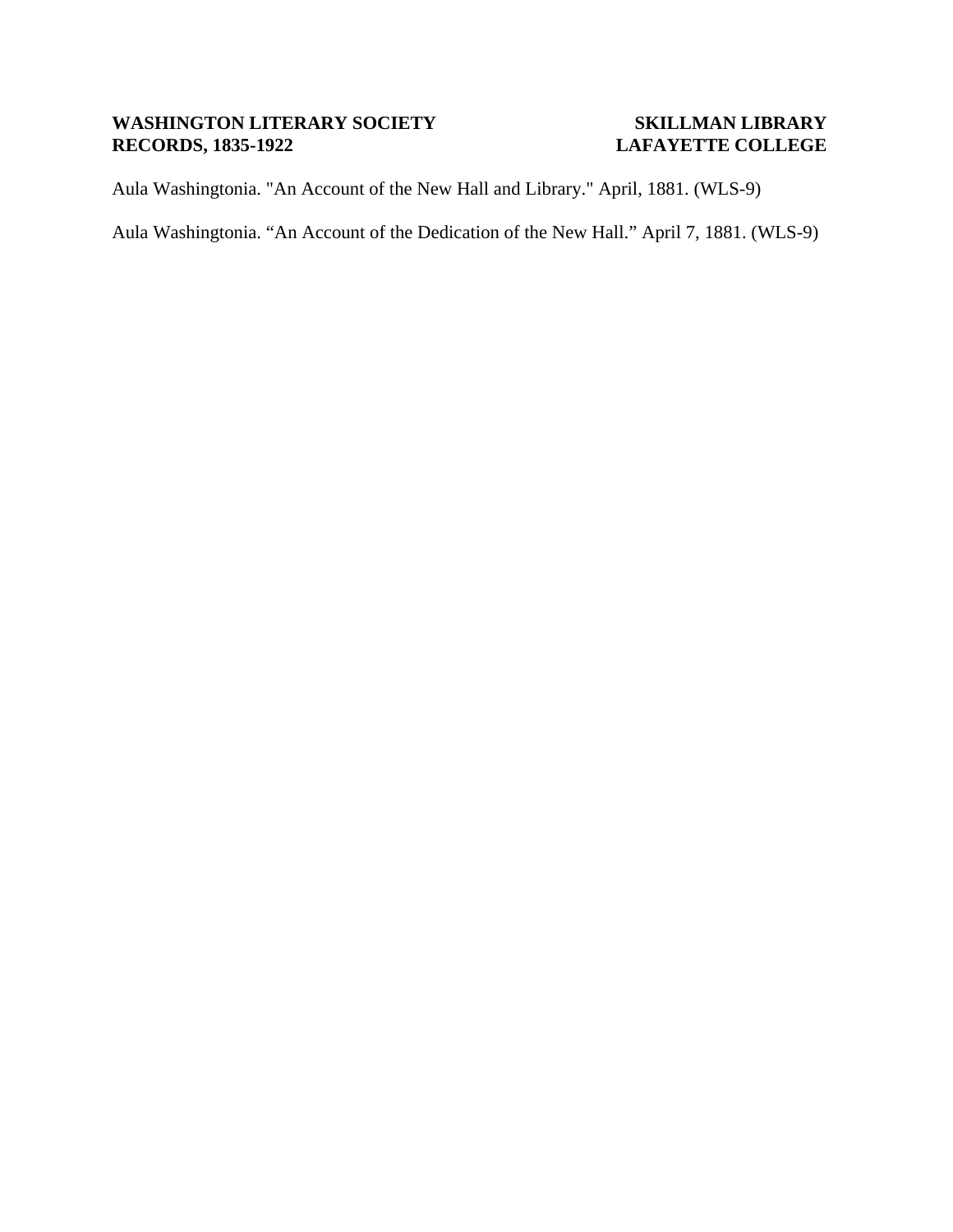Aula Washingtonia. "An Account of the New Hall and Library." April, 1881. (WLS-9)

Aula Washingtonia. "An Account of the Dedication of the New Hall." April 7, 1881. (WLS-9)